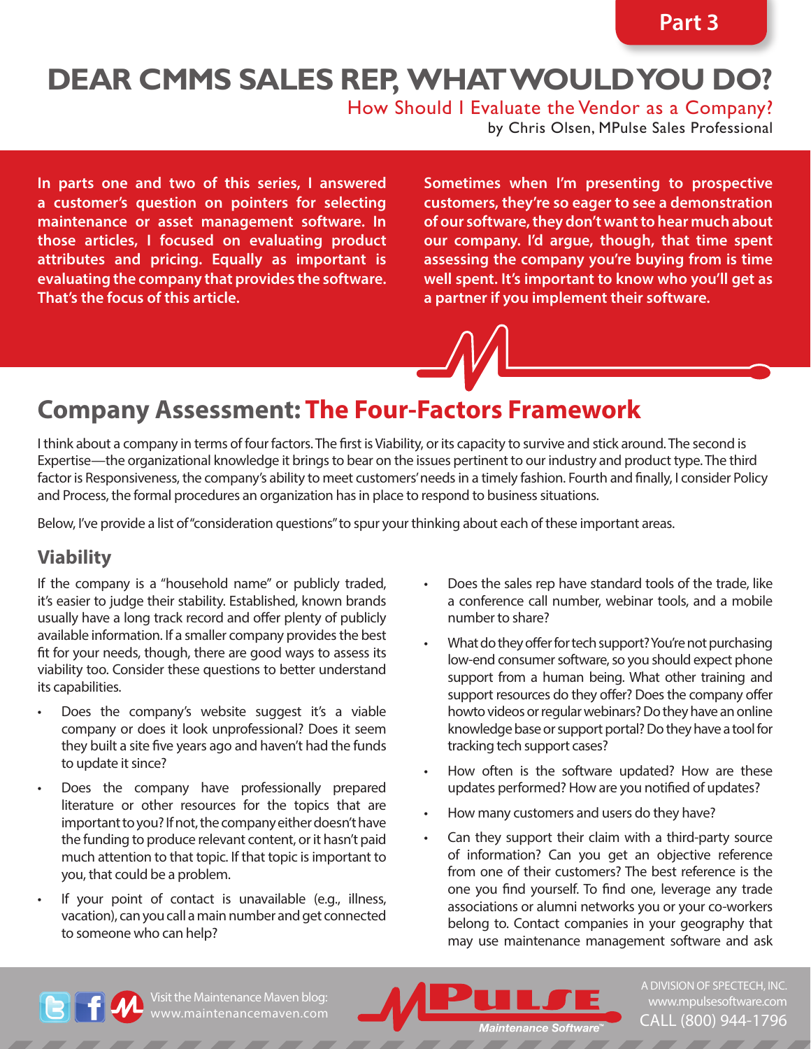Part 3

# DEAR CMMS SALES REP, WHAT WOULD YOU DO?

## How Should I Evaluate the Vendor as a Company?

by Chris Olsen, MPulse Sales Professional

**In parts one and two of this series, I answered a customer's question on pointers for selecting maintenance or asset management software. In those articles, I focused on evaluating product attributes and pricing. Equally as important is evaluating the company that provides the software. That's the focus of this article.**

**Sometimes when I'm presenting to prospective customers, they're so eager to see a demonstration of our software, they don't want to hear much about our company. I'd argue, though, that time spent assessing the company you're buying from is time well spent. It's important to know who you'll get as a partner if you implement their software.**

## Company Assessment: The Four-Factors Framework

I think about a company in terms of four factors. The first is Viability, or its capacity to survive and stick around. The second is Expertise—the organizational knowledge it brings to bear on the issues pertinent to our industry and product type. The third factor is Responsiveness, the company's ability to meet customers' needs in a timely fashion. Fourth and finally, I consider Policy and Process, the formal procedures an organization has in place to respond to business situations.

Below, I've provide a list of "consideration questions" to spur your thinking about each of these important areas.

### Viability

If the company is a "household name" or publicly traded, it's easier to judge their stability. Established, known brands usually have a long track record and offer plenty of publicly available information. If a smaller company provides the best fit for your needs, though, there are good ways to assess its viability too. Consider these questions to better understand its capabilities.

- Does the company's website suggest it's a viable company or does it look unprofessional? Does it seem they built a site five years ago and haven't had the funds to update it since?
- Does the company have professionally prepared literature or other resources for the topics that are important to you? If not, the company either doesn't have the funding to produce relevant content, or it hasn't paid much attention to that topic. If that topic is important to you, that could be a problem.
- If your point of contact is unavailable (e.g., illness, vacation), can you call a main number and get connected to someone who can help?
- Does the sales rep have standard tools of the trade, like a conference call number, webinar tools, and a mobile number to share?
- What do they offer for tech support? You're not purchasing low-end consumer software, so you should expect phone support from a human being. What other training and support resources do they offer? Does the company offer howto videos or regular webinars? Do they have an online knowledge base or support portal? Do they have a tool for tracking tech support cases?
- How often is the software updated? How are these updates performed? How are you notified of updates?
- How many customers and users do they have?
- Can they support their claim with a third-party source of information? Can you get an objective reference from one of their customers? The best reference is the one you find yourself. To find one, leverage any trade associations or alumni networks you or your co-workers belong to. Contact companies in your geography that may use maintenance management software and ask

Visit the Maintenance Maven blog: www.maintenancemaven.com

MPulse Maintenance Software™

A DIVISION OF SPECTECH, INC.
www.mpulsesoftware.com
CALL (800) 944-1796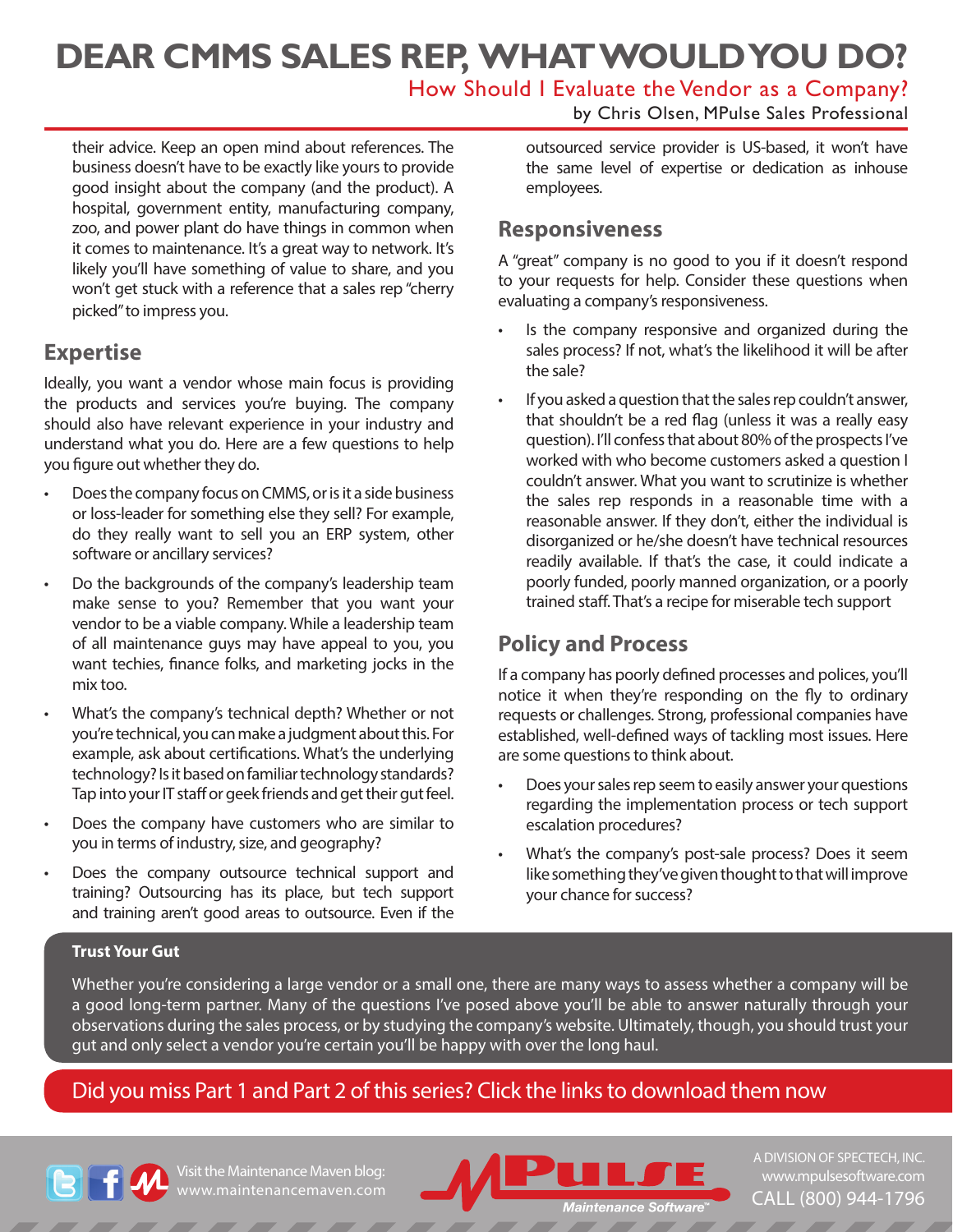# DEAR CMMS SALES REP, WHAT WOULD YOU DO?

## How Should I Evaluate the Vendor as a Company?

by Chris Olsen, MPulse Sales Professional

their advice. Keep an open mind about references. The business doesn't have to be exactly like yours to provide good insight about the company (and the product). A hospital, government entity, manufacturing company, zoo, and power plant do have things in common when it comes to maintenance. It's a great way to network. It's likely you'll have something of value to share, and you won't get stuck with a reference that a sales rep "cherry picked" to impress you.

### Expertise

Ideally, you want a vendor whose main focus is providing the products and services you're buying. The company should also have relevant experience in your industry and understand what you do. Here are a few questions to help you figure out whether they do.

- Does the company focus on CMMS, or is it a side business or loss-leader for something else they sell? For example, do they really want to sell you an ERP system, other software or ancillary services?
- Do the backgrounds of the company's leadership team make sense to you? Remember that you want your vendor to be a viable company. While a leadership team of all maintenance guys may have appeal to you, you want techies, finance folks, and marketing jocks in the mix too.
- What's the company's technical depth? Whether or not you're technical, you can make a judgment about this. For example, ask about certifications. What's the underlying technology? Is it based on familiar technology standards? Tap into your IT staff or geek friends and get their gut feel.
- Does the company have customers who are similar to you in terms of industry, size, and geography?
- Does the company outsource technical support and training? Outsourcing has its place, but tech support and training aren't good areas to outsource. Even if the outsourced service provider is US-based, it won't have the same level of expertise or dedication as inhouse employees.

### Responsiveness

A "great" company is no good to you if it doesn't respond to your requests for help. Consider these questions when evaluating a company's responsiveness.

- Is the company responsive and organized during the sales process? If not, what's the likelihood it will be after the sale?
- If you asked a question that the sales rep couldn't answer, that shouldn't be a red flag (unless it was a really easy question). I'll confess that about 80% of the prospects I've worked with who become customers asked a question I couldn't answer. What you want to scrutinize is whether the sales rep responds in a reasonable time with a reasonable answer. If they don't, either the individual is disorganized or he/she doesn't have technical resources readily available. If that's the case, it could indicate a poorly funded, poorly manned organization, or a poorly trained staff. That's a recipe for miserable tech support

### Policy and Process

If a company has poorly defined processes and polices, you'll notice it when they're responding on the fly to ordinary requests or challenges. Strong, professional companies have established, well-defined ways of tackling most issues. Here are some questions to think about.

- Does your sales rep seem to easily answer your questions regarding the implementation process or tech support escalation procedures?
- What's the company's post-sale process? Does it seem like something they've given thought to that will improve your chance for success?

**Trust Your Gut**

Whether you're considering a large vendor or a small one, there are many ways to assess whether a company will be a good long-term partner. Many of the questions I've posed above you'll be able to answer naturally through your observations during the sales process, or by studying the company's website. Ultimately, though, you should trust your gut and only select a vendor you're certain you'll be happy with over the long haul.

Did you miss Part 1 and Part 2 of this series? Click the links to download them now

Visit the Maintenance Maven blog: www.maintenancemaven.com

MPulse Maintenance Software™

A DIVISION OF SPECTECH, INC.
www.mpulsesoftware.com
CALL (800) 944-1796